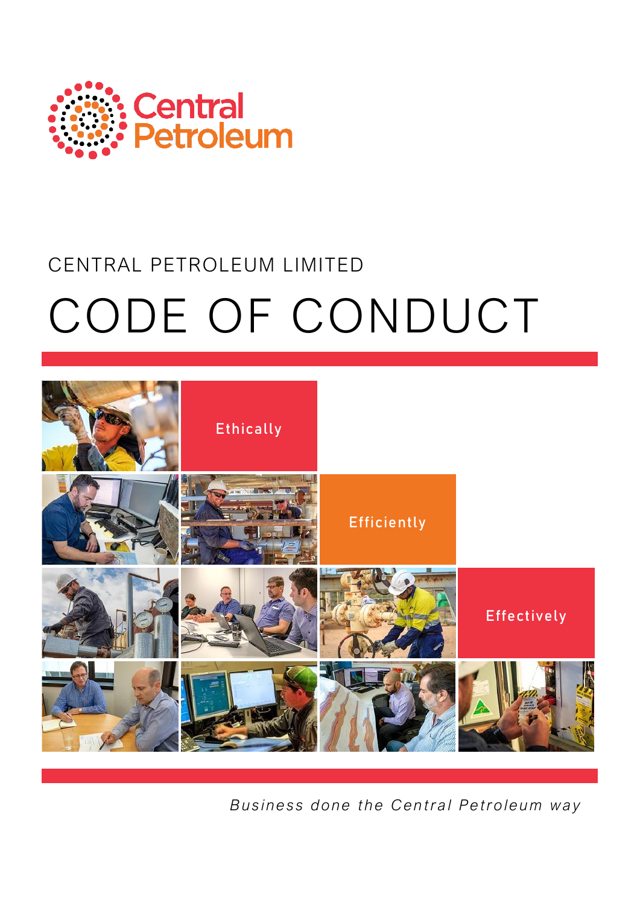Central Petroleum

CENTRAL PETROLEUM LIMITED

# CODE OF CONDUCT

Ethically

Efficiently

Effectively

*Business done the Central Petroleum way*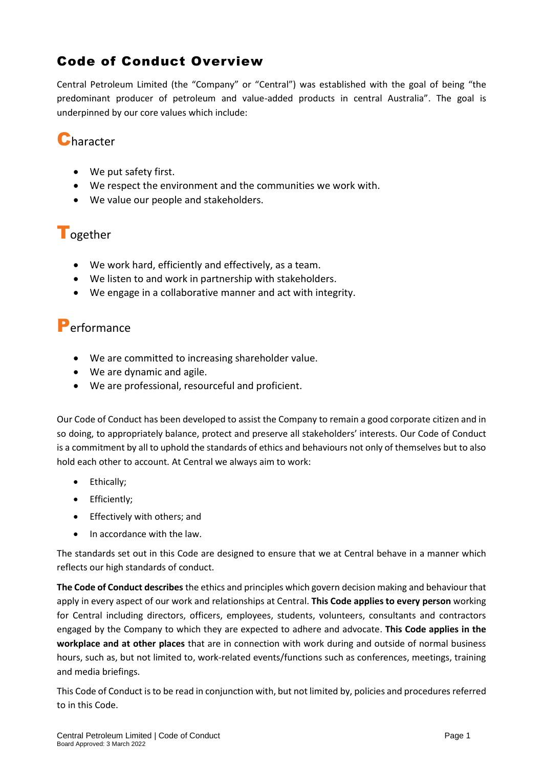# Code of Conduct Overview

Central Petroleum Limited (the "Company" or "Central") was established with the goal of being "the predominant producer of petroleum and value-added products in central Australia". The goal is underpinned by our core values which include:

## Character

- We put safety first.
- We respect the environment and the communities we work with.
- We value our people and stakeholders.

## Together

- We work hard, efficiently and effectively, as a team.
- We listen to and work in partnership with stakeholders.
- We engage in a collaborative manner and act with integrity.

## Performance

- We are committed to increasing shareholder value.
- We are dynamic and agile.
- We are professional, resourceful and proficient.

Our Code of Conduct has been developed to assist the Company to remain a good corporate citizen and in so doing, to appropriately balance, protect and preserve all stakeholders' interests. Our Code of Conduct is a commitment by all to uphold the standards of ethics and behaviours not only of themselves but to also hold each other to account. At Central we always aim to work:

- Ethically;
- Efficiently;
- Effectively with others; and
- In accordance with the law.

The standards set out in this Code are designed to ensure that we at Central behave in a manner which reflects our high standards of conduct.

**The Code of Conduct describes** the ethics and principles which govern decision making and behaviour that apply in every aspect of our work and relationships at Central. **This Code applies to every person** working for Central including directors, officers, employees, students, volunteers, consultants and contractors engaged by the Company to which they are expected to adhere and advocate. **This Code applies in the workplace and at other places** that are in connection with work during and outside of normal business hours, such as, but not limited to, work-related events/functions such as conferences, meetings, training and media briefings.

This Code of Conduct is to be read in conjunction with, but not limited by, policies and procedures referred to in this Code.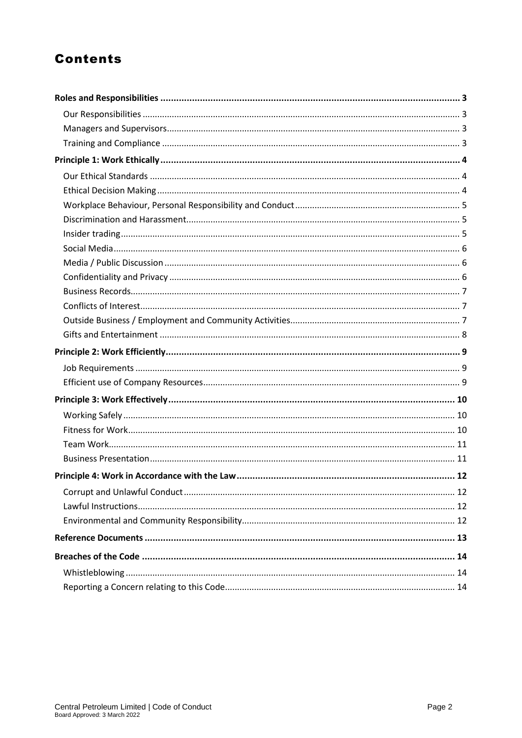# Contents

**Roles and Responsibilities** ..... **3**

- Our Responsibilities ..... 3
- Managers and Supervisors ..... 3
- Training and Compliance ..... 3

**Principle 1: Work Ethically** ..... **4**

- Our Ethical Standards ..... 4
- Ethical Decision Making ..... 4
- Workplace Behaviour, Personal Responsibility and Conduct ..... 5
- Discrimination and Harassment ..... 5
- Insider trading ..... 5
- Social Media ..... 6
- Media / Public Discussion ..... 6
- Confidentiality and Privacy ..... 6
- Business Records ..... 7
- Conflicts of Interest ..... 7
- Outside Business / Employment and Community Activities ..... 7
- Gifts and Entertainment ..... 8

**Principle 2: Work Efficiently** ..... **9**

- Job Requirements ..... 9
- Efficient use of Company Resources ..... 9

**Principle 3: Work Effectively** ..... **10**

- Working Safely ..... 10
- Fitness for Work ..... 10
- Team Work ..... 11
- Business Presentation ..... 11

**Principle 4: Work in Accordance with the Law** ..... **12**

- Corrupt and Unlawful Conduct ..... 12
- Lawful Instructions ..... 12
- Environmental and Community Responsibility ..... 12

**Reference Documents** ..... **13**

**Breaches of the Code** ..... **14**

- Whistleblowing ..... 14
- Reporting a Concern relating to this Code ..... 14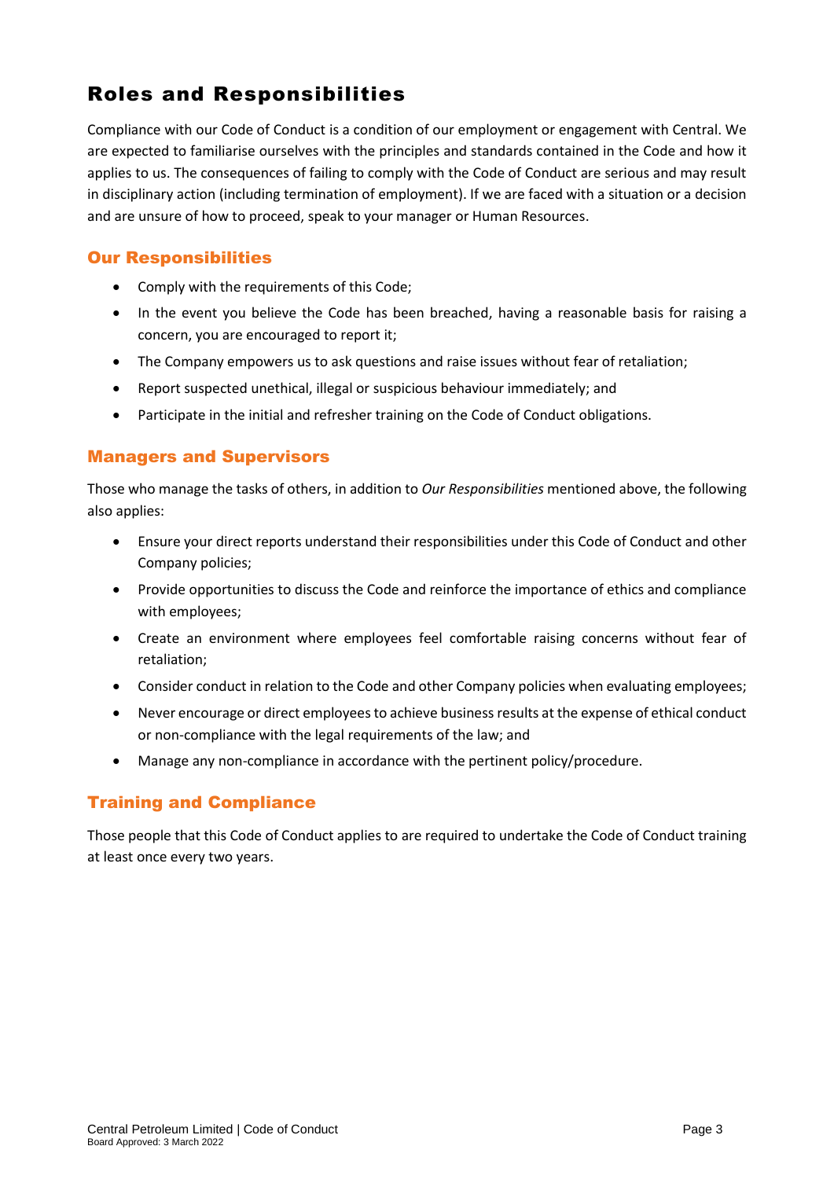# Roles and Responsibilities

Compliance with our Code of Conduct is a condition of our employment or engagement with Central. We are expected to familiarise ourselves with the principles and standards contained in the Code and how it applies to us. The consequences of failing to comply with the Code of Conduct are serious and may result in disciplinary action (including termination of employment). If we are faced with a situation or a decision and are unsure of how to proceed, speak to your manager or Human Resources.

## Our Responsibilities

- Comply with the requirements of this Code;
- In the event you believe the Code has been breached, having a reasonable basis for raising a concern, you are encouraged to report it;
- The Company empowers us to ask questions and raise issues without fear of retaliation;
- Report suspected unethical, illegal or suspicious behaviour immediately; and
- Participate in the initial and refresher training on the Code of Conduct obligations.

## Managers and Supervisors

Those who manage the tasks of others, in addition to *Our Responsibilities* mentioned above, the following also applies:

- Ensure your direct reports understand their responsibilities under this Code of Conduct and other Company policies;
- Provide opportunities to discuss the Code and reinforce the importance of ethics and compliance with employees;
- Create an environment where employees feel comfortable raising concerns without fear of retaliation;
- Consider conduct in relation to the Code and other Company policies when evaluating employees;
- Never encourage or direct employees to achieve business results at the expense of ethical conduct or non-compliance with the legal requirements of the law; and
- Manage any non-compliance in accordance with the pertinent policy/procedure.

## Training and Compliance

Those people that this Code of Conduct applies to are required to undertake the Code of Conduct training at least once every two years.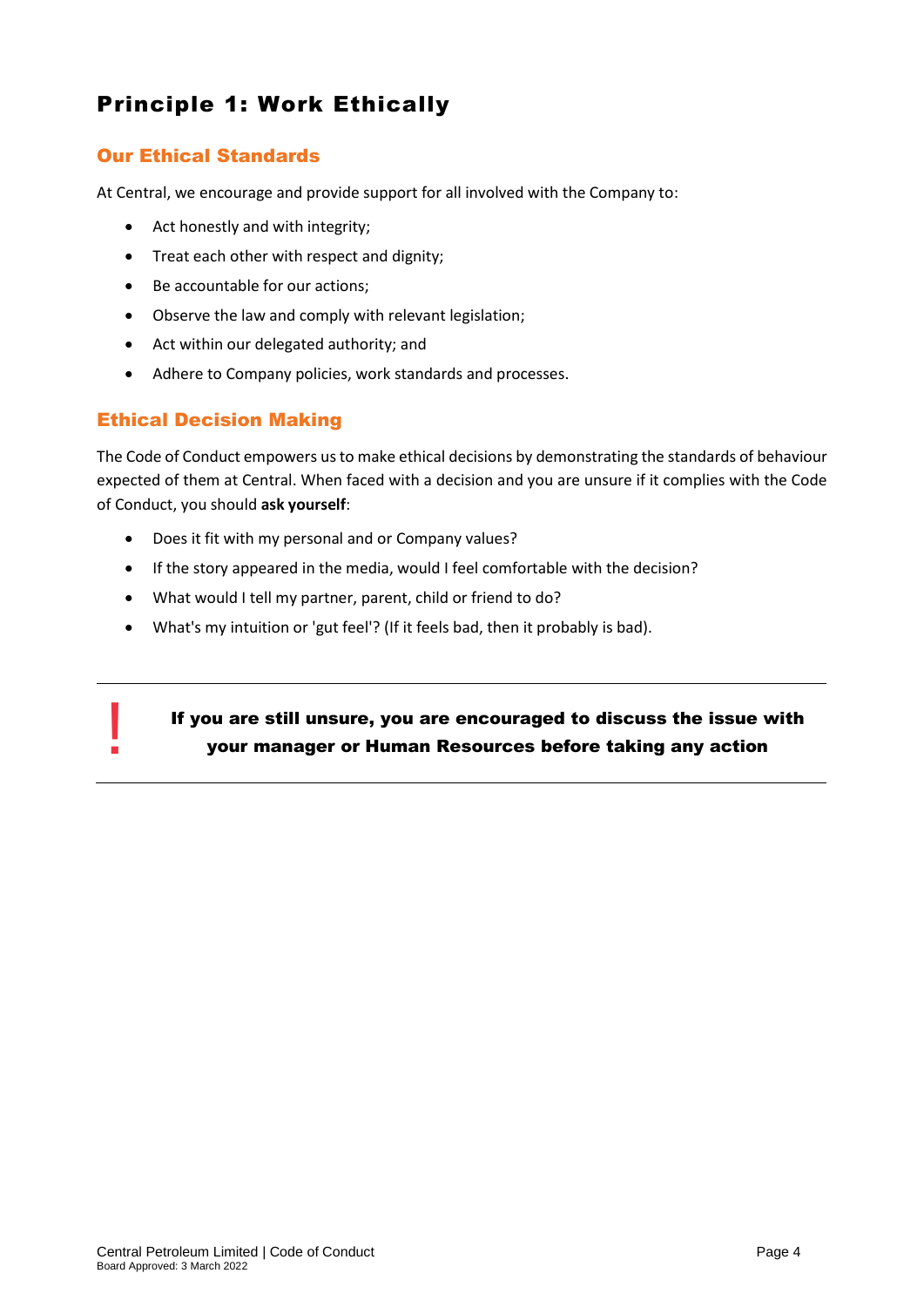# Principle 1: Work Ethically

## Our Ethical Standards

At Central, we encourage and provide support for all involved with the Company to:

- Act honestly and with integrity;
- Treat each other with respect and dignity;
- Be accountable for our actions;
- Observe the law and comply with relevant legislation;
- Act within our delegated authority; and
- Adhere to Company policies, work standards and processes.

## Ethical Decision Making

The Code of Conduct empowers us to make ethical decisions by demonstrating the standards of behaviour expected of them at Central. When faced with a decision and you are unsure if it complies with the Code of Conduct, you should **ask yourself**:

- Does it fit with my personal and or Company values?
- If the story appeared in the media, would I feel comfortable with the decision?
- What would I tell my partner, parent, child or friend to do?
- What's my intuition or 'gut feel'? (If it feels bad, then it probably is bad).

---

! **If you are still unsure, you are encouraged to discuss the issue with your manager or Human Resources before taking any action**

---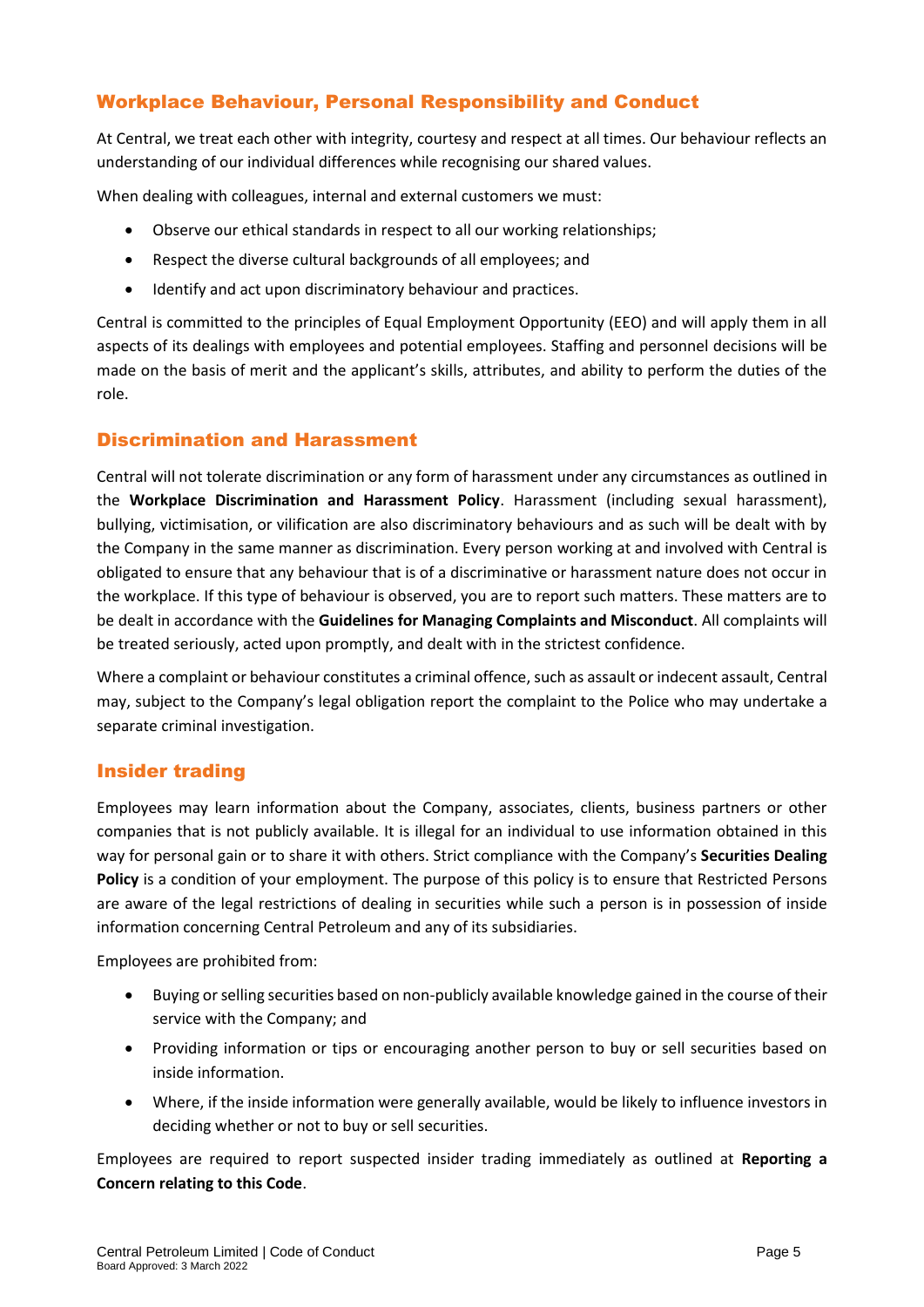## Workplace Behaviour, Personal Responsibility and Conduct

At Central, we treat each other with integrity, courtesy and respect at all times. Our behaviour reflects an understanding of our individual differences while recognising our shared values.

When dealing with colleagues, internal and external customers we must:

- Observe our ethical standards in respect to all our working relationships;
- Respect the diverse cultural backgrounds of all employees; and
- Identify and act upon discriminatory behaviour and practices.

Central is committed to the principles of Equal Employment Opportunity (EEO) and will apply them in all aspects of its dealings with employees and potential employees. Staffing and personnel decisions will be made on the basis of merit and the applicant's skills, attributes, and ability to perform the duties of the role.

## Discrimination and Harassment

Central will not tolerate discrimination or any form of harassment under any circumstances as outlined in the **Workplace Discrimination and Harassment Policy**. Harassment (including sexual harassment), bullying, victimisation, or vilification are also discriminatory behaviours and as such will be dealt with by the Company in the same manner as discrimination. Every person working at and involved with Central is obligated to ensure that any behaviour that is of a discriminative or harassment nature does not occur in the workplace. If this type of behaviour is observed, you are to report such matters. These matters are to be dealt in accordance with the **Guidelines for Managing Complaints and Misconduct**. All complaints will be treated seriously, acted upon promptly, and dealt with in the strictest confidence.

Where a complaint or behaviour constitutes a criminal offence, such as assault or indecent assault, Central may, subject to the Company's legal obligation report the complaint to the Police who may undertake a separate criminal investigation.

## Insider trading

Employees may learn information about the Company, associates, clients, business partners or other companies that is not publicly available. It is illegal for an individual to use information obtained in this way for personal gain or to share it with others. Strict compliance with the Company's **Securities Dealing Policy** is a condition of your employment. The purpose of this policy is to ensure that Restricted Persons are aware of the legal restrictions of dealing in securities while such a person is in possession of inside information concerning Central Petroleum and any of its subsidiaries.

Employees are prohibited from:

- Buying or selling securities based on non-publicly available knowledge gained in the course of their service with the Company; and
- Providing information or tips or encouraging another person to buy or sell securities based on inside information.
- Where, if the inside information were generally available, would be likely to influence investors in deciding whether or not to buy or sell securities.

Employees are required to report suspected insider trading immediately as outlined at **Reporting a Concern relating to this Code**.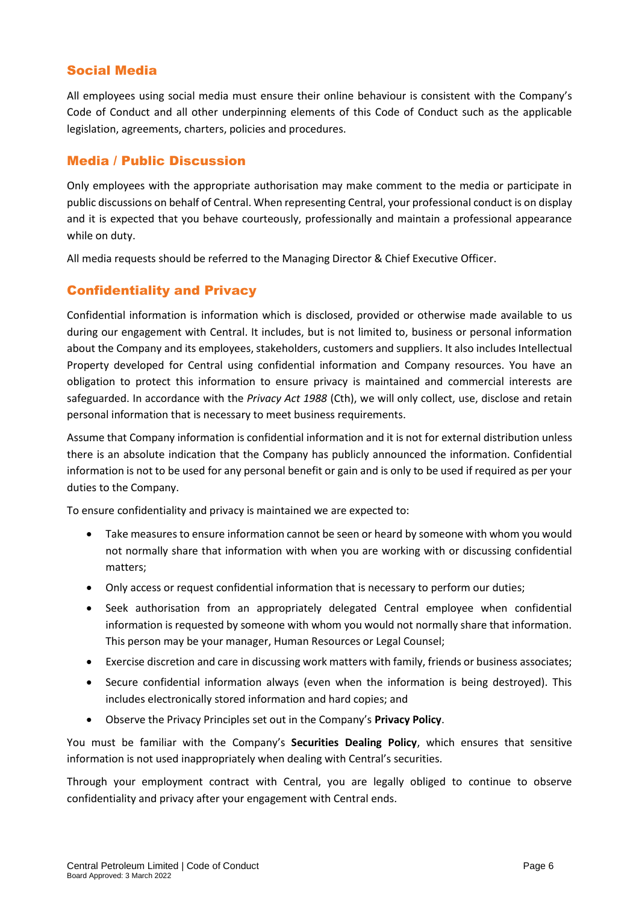## Social Media

All employees using social media must ensure their online behaviour is consistent with the Company's Code of Conduct and all other underpinning elements of this Code of Conduct such as the applicable legislation, agreements, charters, policies and procedures.

## Media / Public Discussion

Only employees with the appropriate authorisation may make comment to the media or participate in public discussions on behalf of Central. When representing Central, your professional conduct is on display and it is expected that you behave courteously, professionally and maintain a professional appearance while on duty.

All media requests should be referred to the Managing Director & Chief Executive Officer.

## Confidentiality and Privacy

Confidential information is information which is disclosed, provided or otherwise made available to us during our engagement with Central. It includes, but is not limited to, business or personal information about the Company and its employees, stakeholders, customers and suppliers. It also includes Intellectual Property developed for Central using confidential information and Company resources. You have an obligation to protect this information to ensure privacy is maintained and commercial interests are safeguarded. In accordance with the *Privacy Act 1988* (Cth), we will only collect, use, disclose and retain personal information that is necessary to meet business requirements.

Assume that Company information is confidential information and it is not for external distribution unless there is an absolute indication that the Company has publicly announced the information. Confidential information is not to be used for any personal benefit or gain and is only to be used if required as per your duties to the Company.

To ensure confidentiality and privacy is maintained we are expected to:

- Take measures to ensure information cannot be seen or heard by someone with whom you would not normally share that information with when you are working with or discussing confidential matters;
- Only access or request confidential information that is necessary to perform our duties;
- Seek authorisation from an appropriately delegated Central employee when confidential information is requested by someone with whom you would not normally share that information. This person may be your manager, Human Resources or Legal Counsel;
- Exercise discretion and care in discussing work matters with family, friends or business associates;
- Secure confidential information always (even when the information is being destroyed). This includes electronically stored information and hard copies; and
- Observe the Privacy Principles set out in the Company's **Privacy Policy**.

You must be familiar with the Company's **Securities Dealing Policy**, which ensures that sensitive information is not used inappropriately when dealing with Central's securities.

Through your employment contract with Central, you are legally obliged to continue to observe confidentiality and privacy after your engagement with Central ends.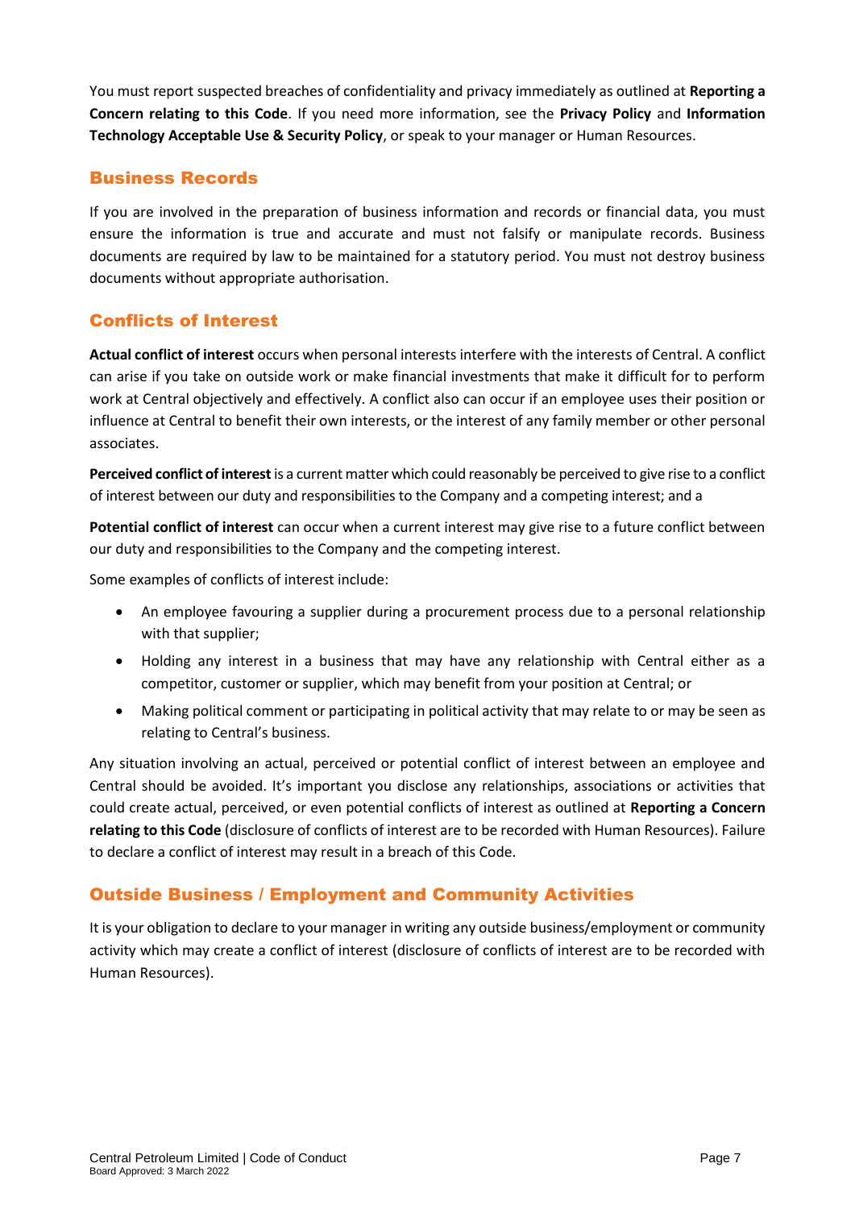You must report suspected breaches of confidentiality and privacy immediately as outlined at **Reporting a Concern relating to this Code**. If you need more information, see the **Privacy Policy** and **Information Technology Acceptable Use & Security Policy**, or speak to your manager or Human Resources.

## Business Records

If you are involved in the preparation of business information and records or financial data, you must ensure the information is true and accurate and must not falsify or manipulate records. Business documents are required by law to be maintained for a statutory period. You must not destroy business documents without appropriate authorisation.

## Conflicts of Interest

**Actual conflict of interest** occurs when personal interests interfere with the interests of Central. A conflict can arise if you take on outside work or make financial investments that make it difficult for to perform work at Central objectively and effectively. A conflict also can occur if an employee uses their position or influence at Central to benefit their own interests, or the interest of any family member or other personal associates.

**Perceived conflict of interest** is a current matter which could reasonably be perceived to give rise to a conflict of interest between our duty and responsibilities to the Company and a competing interest; and a

**Potential conflict of interest** can occur when a current interest may give rise to a future conflict between our duty and responsibilities to the Company and the competing interest.

Some examples of conflicts of interest include:

- An employee favouring a supplier during a procurement process due to a personal relationship with that supplier;
- Holding any interest in a business that may have any relationship with Central either as a competitor, customer or supplier, which may benefit from your position at Central; or
- Making political comment or participating in political activity that may relate to or may be seen as relating to Central's business.

Any situation involving an actual, perceived or potential conflict of interest between an employee and Central should be avoided. It's important you disclose any relationships, associations or activities that could create actual, perceived, or even potential conflicts of interest as outlined at **Reporting a Concern relating to this Code** (disclosure of conflicts of interest are to be recorded with Human Resources). Failure to declare a conflict of interest may result in a breach of this Code.

## Outside Business / Employment and Community Activities

It is your obligation to declare to your manager in writing any outside business/employment or community activity which may create a conflict of interest (disclosure of conflicts of interest are to be recorded with Human Resources).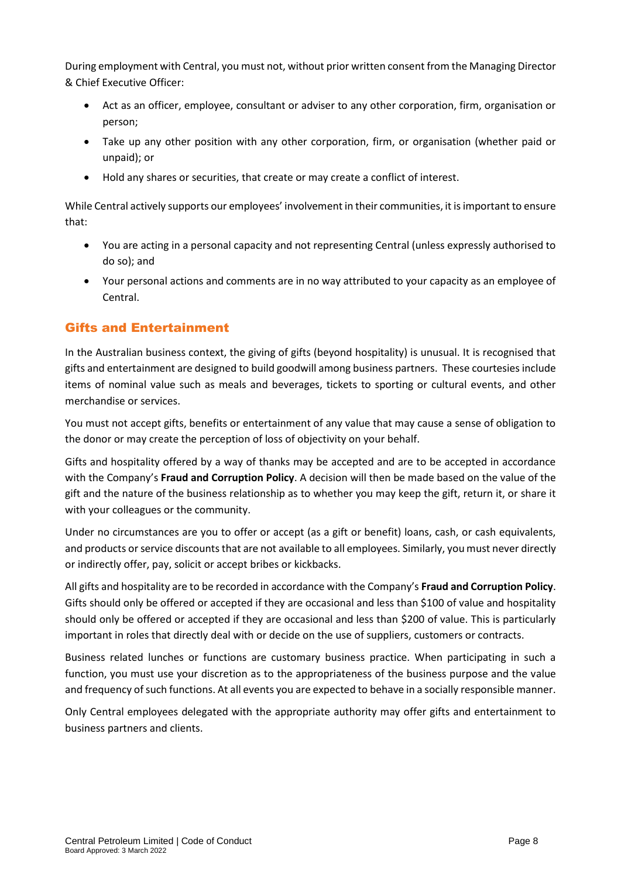During employment with Central, you must not, without prior written consent from the Managing Director & Chief Executive Officer:

- Act as an officer, employee, consultant or adviser to any other corporation, firm, organisation or person;
- Take up any other position with any other corporation, firm, or organisation (whether paid or unpaid); or
- Hold any shares or securities, that create or may create a conflict of interest.

While Central actively supports our employees' involvement in their communities, it is important to ensure that:

- You are acting in a personal capacity and not representing Central (unless expressly authorised to do so); and
- Your personal actions and comments are in no way attributed to your capacity as an employee of Central.

## Gifts and Entertainment

In the Australian business context, the giving of gifts (beyond hospitality) is unusual. It is recognised that gifts and entertainment are designed to build goodwill among business partners. These courtesies include items of nominal value such as meals and beverages, tickets to sporting or cultural events, and other merchandise or services.

You must not accept gifts, benefits or entertainment of any value that may cause a sense of obligation to the donor or may create the perception of loss of objectivity on your behalf.

Gifts and hospitality offered by a way of thanks may be accepted and are to be accepted in accordance with the Company's **Fraud and Corruption Policy**. A decision will then be made based on the value of the gift and the nature of the business relationship as to whether you may keep the gift, return it, or share it with your colleagues or the community.

Under no circumstances are you to offer or accept (as a gift or benefit) loans, cash, or cash equivalents, and products or service discounts that are not available to all employees. Similarly, you must never directly or indirectly offer, pay, solicit or accept bribes or kickbacks.

All gifts and hospitality are to be recorded in accordance with the Company's **Fraud and Corruption Policy**. Gifts should only be offered or accepted if they are occasional and less than $100 of value and hospitality should only be offered or accepted if they are occasional and less than $200 of value. This is particularly important in roles that directly deal with or decide on the use of suppliers, customers or contracts.

Business related lunches or functions are customary business practice. When participating in such a function, you must use your discretion as to the appropriateness of the business purpose and the value and frequency of such functions. At all events you are expected to behave in a socially responsible manner.

Only Central employees delegated with the appropriate authority may offer gifts and entertainment to business partners and clients.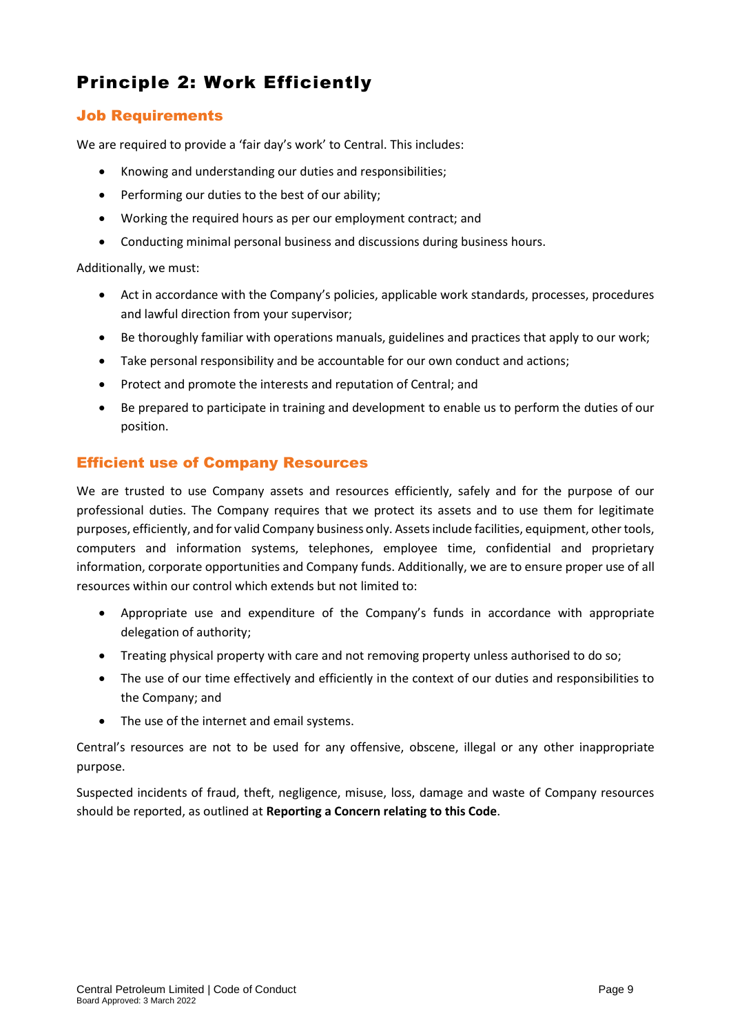# Principle 2: Work Efficiently

## Job Requirements

We are required to provide a 'fair day's work' to Central. This includes:

- Knowing and understanding our duties and responsibilities;
- Performing our duties to the best of our ability;
- Working the required hours as per our employment contract; and
- Conducting minimal personal business and discussions during business hours.

Additionally, we must:

- Act in accordance with the Company's policies, applicable work standards, processes, procedures and lawful direction from your supervisor;
- Be thoroughly familiar with operations manuals, guidelines and practices that apply to our work;
- Take personal responsibility and be accountable for our own conduct and actions;
- Protect and promote the interests and reputation of Central; and
- Be prepared to participate in training and development to enable us to perform the duties of our position.

## Efficient use of Company Resources

We are trusted to use Company assets and resources efficiently, safely and for the purpose of our professional duties. The Company requires that we protect its assets and to use them for legitimate purposes, efficiently, and for valid Company business only. Assets include facilities, equipment, other tools, computers and information systems, telephones, employee time, confidential and proprietary information, corporate opportunities and Company funds. Additionally, we are to ensure proper use of all resources within our control which extends but not limited to:

- Appropriate use and expenditure of the Company's funds in accordance with appropriate delegation of authority;
- Treating physical property with care and not removing property unless authorised to do so;
- The use of our time effectively and efficiently in the context of our duties and responsibilities to the Company; and
- The use of the internet and email systems.

Central's resources are not to be used for any offensive, obscene, illegal or any other inappropriate purpose.

Suspected incidents of fraud, theft, negligence, misuse, loss, damage and waste of Company resources should be reported, as outlined at **Reporting a Concern relating to this Code**.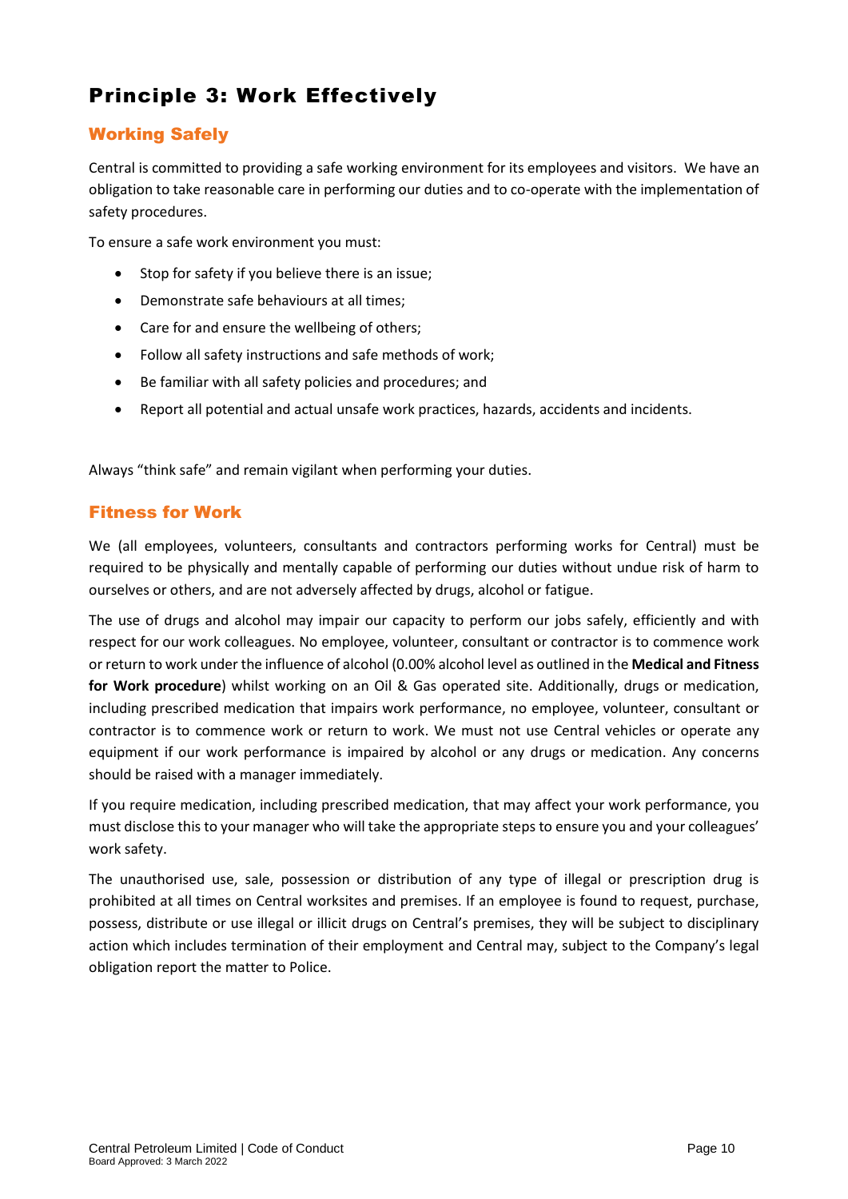# Principle 3: Work Effectively

## Working Safely

Central is committed to providing a safe working environment for its employees and visitors. We have an obligation to take reasonable care in performing our duties and to co-operate with the implementation of safety procedures.

To ensure a safe work environment you must:

- Stop for safety if you believe there is an issue;
- Demonstrate safe behaviours at all times;
- Care for and ensure the wellbeing of others;
- Follow all safety instructions and safe methods of work;
- Be familiar with all safety policies and procedures; and
- Report all potential and actual unsafe work practices, hazards, accidents and incidents.

Always "think safe" and remain vigilant when performing your duties.

## Fitness for Work

We (all employees, volunteers, consultants and contractors performing works for Central) must be required to be physically and mentally capable of performing our duties without undue risk of harm to ourselves or others, and are not adversely affected by drugs, alcohol or fatigue.

The use of drugs and alcohol may impair our capacity to perform our jobs safely, efficiently and with respect for our work colleagues. No employee, volunteer, consultant or contractor is to commence work or return to work under the influence of alcohol (0.00% alcohol level as outlined in the **Medical and Fitness for Work procedure**) whilst working on an Oil & Gas operated site. Additionally, drugs or medication, including prescribed medication that impairs work performance, no employee, volunteer, consultant or contractor is to commence work or return to work. We must not use Central vehicles or operate any equipment if our work performance is impaired by alcohol or any drugs or medication. Any concerns should be raised with a manager immediately.

If you require medication, including prescribed medication, that may affect your work performance, you must disclose this to your manager who will take the appropriate steps to ensure you and your colleagues' work safety.

The unauthorised use, sale, possession or distribution of any type of illegal or prescription drug is prohibited at all times on Central worksites and premises. If an employee is found to request, purchase, possess, distribute or use illegal or illicit drugs on Central's premises, they will be subject to disciplinary action which includes termination of their employment and Central may, subject to the Company's legal obligation report the matter to Police.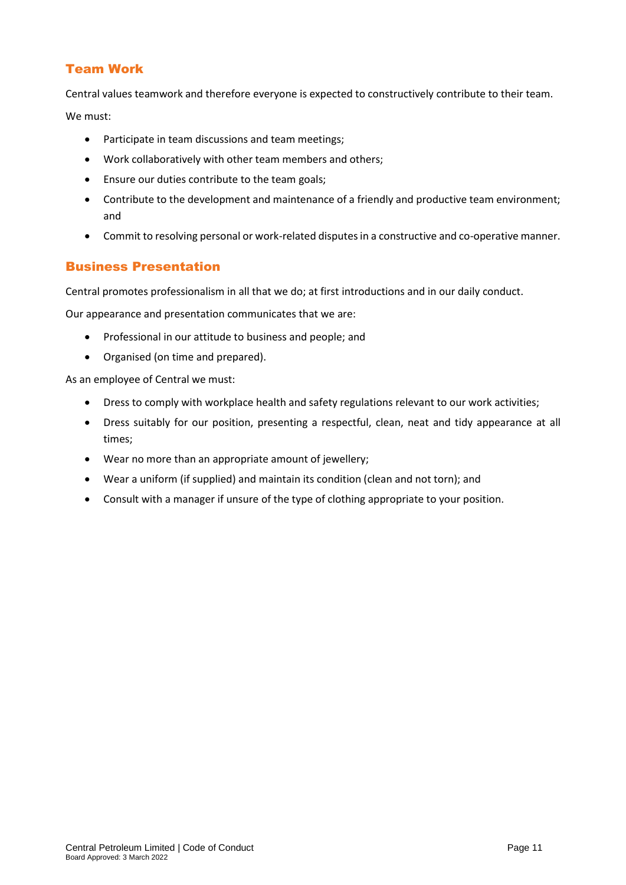## Team Work

Central values teamwork and therefore everyone is expected to constructively contribute to their team.

We must:

- Participate in team discussions and team meetings;
- Work collaboratively with other team members and others;
- Ensure our duties contribute to the team goals;
- Contribute to the development and maintenance of a friendly and productive team environment; and
- Commit to resolving personal or work-related disputes in a constructive and co-operative manner.

## Business Presentation

Central promotes professionalism in all that we do; at first introductions and in our daily conduct.

Our appearance and presentation communicates that we are:

- Professional in our attitude to business and people; and
- Organised (on time and prepared).

As an employee of Central we must:

- Dress to comply with workplace health and safety regulations relevant to our work activities;
- Dress suitably for our position, presenting a respectful, clean, neat and tidy appearance at all times;
- Wear no more than an appropriate amount of jewellery;
- Wear a uniform (if supplied) and maintain its condition (clean and not torn); and
- Consult with a manager if unsure of the type of clothing appropriate to your position.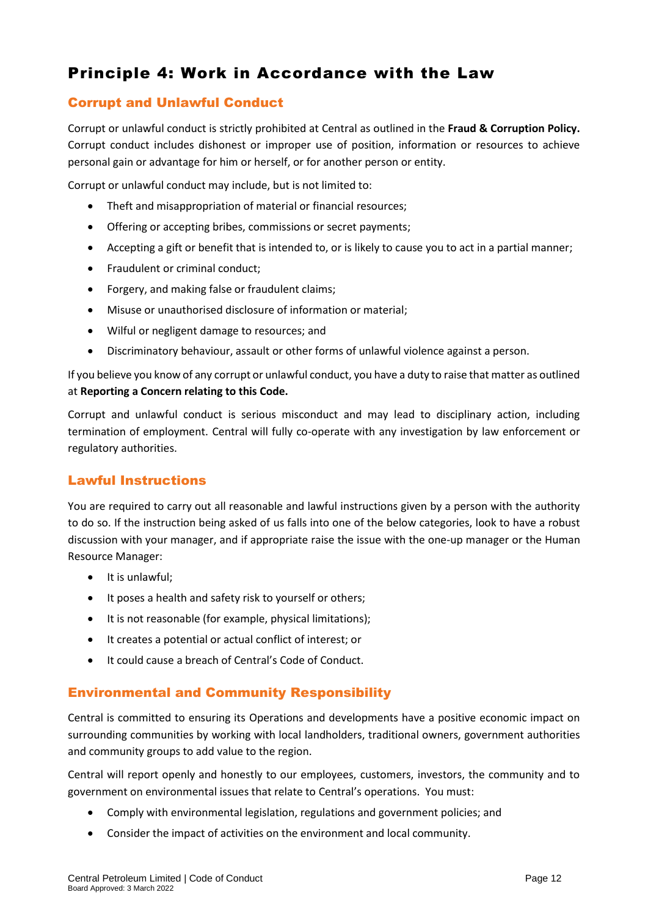# Principle 4: Work in Accordance with the Law

## Corrupt and Unlawful Conduct

Corrupt or unlawful conduct is strictly prohibited at Central as outlined in the **Fraud & Corruption Policy.** Corrupt conduct includes dishonest or improper use of position, information or resources to achieve personal gain or advantage for him or herself, or for another person or entity.

Corrupt or unlawful conduct may include, but is not limited to:

- Theft and misappropriation of material or financial resources;
- Offering or accepting bribes, commissions or secret payments;
- Accepting a gift or benefit that is intended to, or is likely to cause you to act in a partial manner;
- Fraudulent or criminal conduct;
- Forgery, and making false or fraudulent claims;
- Misuse or unauthorised disclosure of information or material;
- Wilful or negligent damage to resources; and
- Discriminatory behaviour, assault or other forms of unlawful violence against a person.

If you believe you know of any corrupt or unlawful conduct, you have a duty to raise that matter as outlined at **Reporting a Concern relating to this Code.**

Corrupt and unlawful conduct is serious misconduct and may lead to disciplinary action, including termination of employment. Central will fully co-operate with any investigation by law enforcement or regulatory authorities.

## Lawful Instructions

You are required to carry out all reasonable and lawful instructions given by a person with the authority to do so. If the instruction being asked of us falls into one of the below categories, look to have a robust discussion with your manager, and if appropriate raise the issue with the one-up manager or the Human Resource Manager:

- It is unlawful;
- It poses a health and safety risk to yourself or others;
- It is not reasonable (for example, physical limitations);
- It creates a potential or actual conflict of interest; or
- It could cause a breach of Central's Code of Conduct.

## Environmental and Community Responsibility

Central is committed to ensuring its Operations and developments have a positive economic impact on surrounding communities by working with local landholders, traditional owners, government authorities and community groups to add value to the region.

Central will report openly and honestly to our employees, customers, investors, the community and to government on environmental issues that relate to Central's operations. You must:

- Comply with environmental legislation, regulations and government policies; and
- Consider the impact of activities on the environment and local community.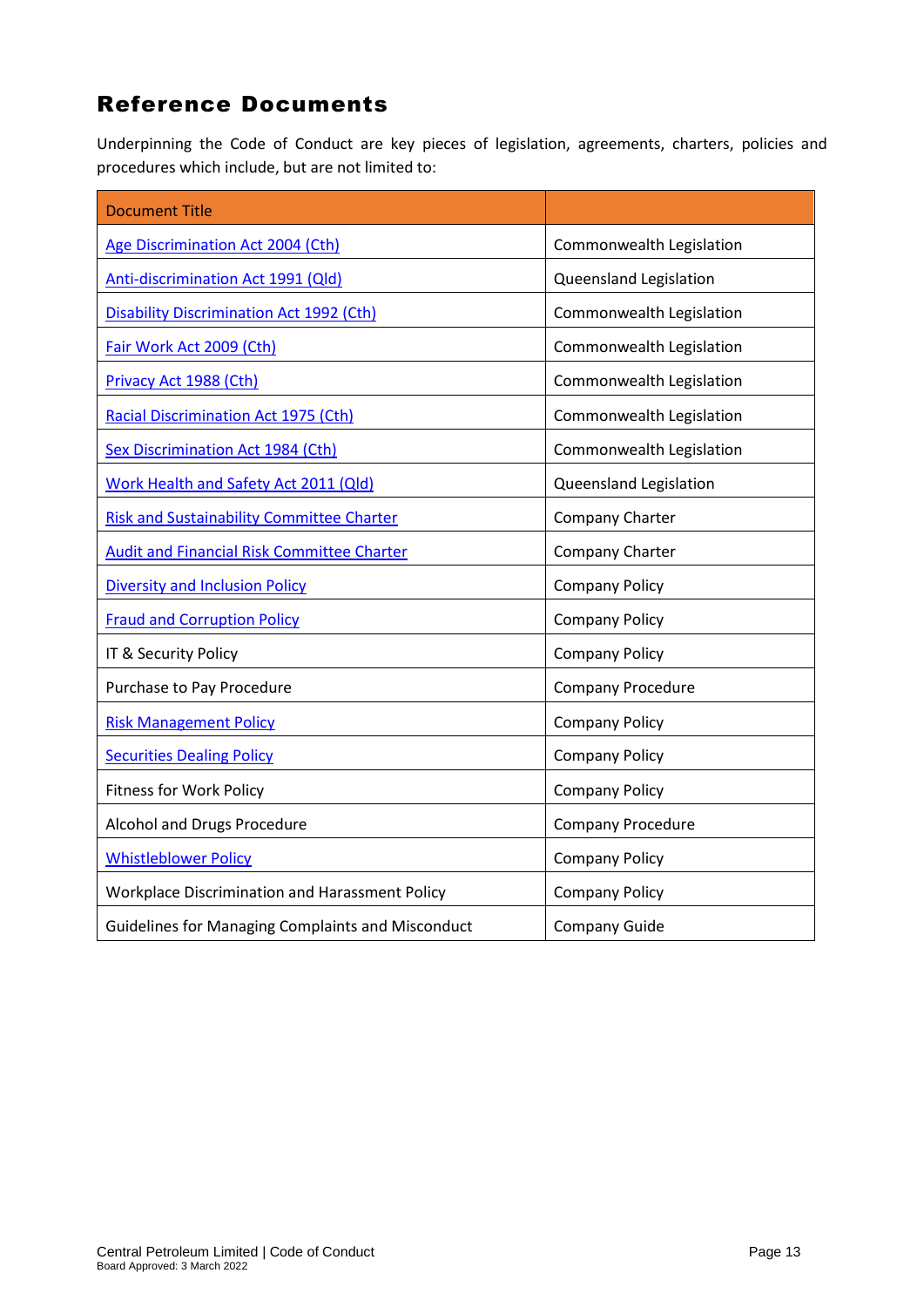## Reference Documents

Underpinning the Code of Conduct are key pieces of legislation, agreements, charters, policies and procedures which include, but are not limited to:

| Document Title | |
|---|---|
| Age Discrimination Act 2004 (Cth) | Commonwealth Legislation |
| Anti-discrimination Act 1991 (Qld) | Queensland Legislation |
| Disability Discrimination Act 1992 (Cth) | Commonwealth Legislation |
| Fair Work Act 2009 (Cth) | Commonwealth Legislation |
| Privacy Act 1988 (Cth) | Commonwealth Legislation |
| Racial Discrimination Act 1975 (Cth) | Commonwealth Legislation |
| Sex Discrimination Act 1984 (Cth) | Commonwealth Legislation |
| Work Health and Safety Act 2011 (Qld) | Queensland Legislation |
| Risk and Sustainability Committee Charter | Company Charter |
| Audit and Financial Risk Committee Charter | Company Charter |
| Diversity and Inclusion Policy | Company Policy |
| Fraud and Corruption Policy | Company Policy |
| IT & Security Policy | Company Policy |
| Purchase to Pay Procedure | Company Procedure |
| Risk Management Policy | Company Policy |
| Securities Dealing Policy | Company Policy |
| Fitness for Work Policy | Company Policy |
| Alcohol and Drugs Procedure | Company Procedure |
| Whistleblower Policy | Company Policy |
| Workplace Discrimination and Harassment Policy | Company Policy |
| Guidelines for Managing Complaints and Misconduct | Company Guide |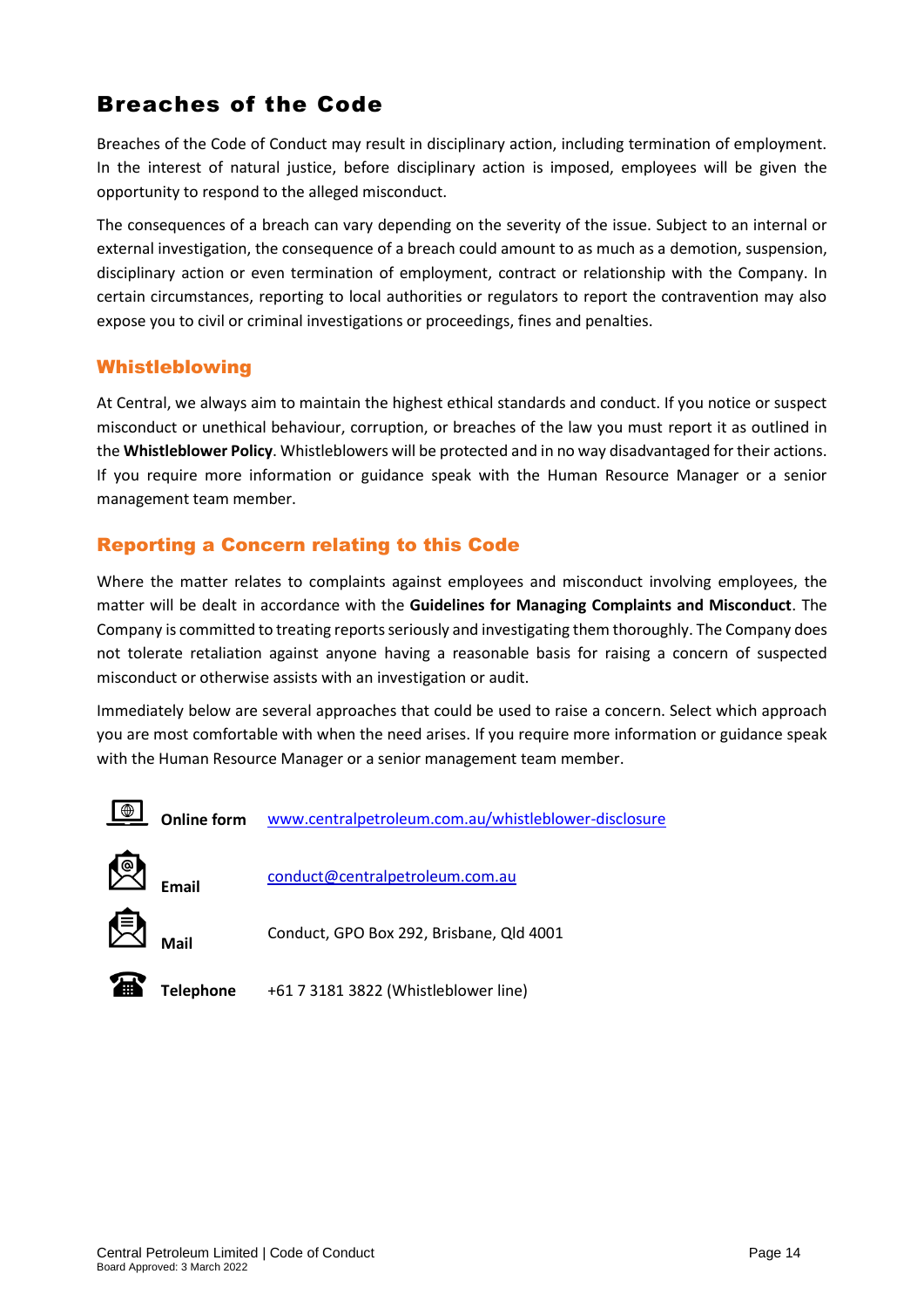## Breaches of the Code

Breaches of the Code of Conduct may result in disciplinary action, including termination of employment. In the interest of natural justice, before disciplinary action is imposed, employees will be given the opportunity to respond to the alleged misconduct.

The consequences of a breach can vary depending on the severity of the issue. Subject to an internal or external investigation, the consequence of a breach could amount to as much as a demotion, suspension, disciplinary action or even termination of employment, contract or relationship with the Company. In certain circumstances, reporting to local authorities or regulators to report the contravention may also expose you to civil or criminal investigations or proceedings, fines and penalties.

### Whistleblowing

At Central, we always aim to maintain the highest ethical standards and conduct. If you notice or suspect misconduct or unethical behaviour, corruption, or breaches of the law you must report it as outlined in the **Whistleblower Policy**. Whistleblowers will be protected and in no way disadvantaged for their actions. If you require more information or guidance speak with the Human Resource Manager or a senior management team member.

### Reporting a Concern relating to this Code

Where the matter relates to complaints against employees and misconduct involving employees, the matter will be dealt in accordance with the **Guidelines for Managing Complaints and Misconduct**. The Company is committed to treating reports seriously and investigating them thoroughly. The Company does not tolerate retaliation against anyone having a reasonable basis for raising a concern of suspected misconduct or otherwise assists with an investigation or audit.

Immediately below are several approaches that could be used to raise a concern. Select which approach you are most comfortable with when the need arises. If you require more information or guidance speak with the Human Resource Manager or a senior management team member.

| | |
|---|---|
| **Online form** | www.centralpetroleum.com.au/whistleblower-disclosure |
| **Email** | conduct@centralpetroleum.com.au |
| **Mail** | Conduct, GPO Box 292, Brisbane, Qld 4001 |
| **Telephone** | +61 7 3181 3822 (Whistleblower line) |